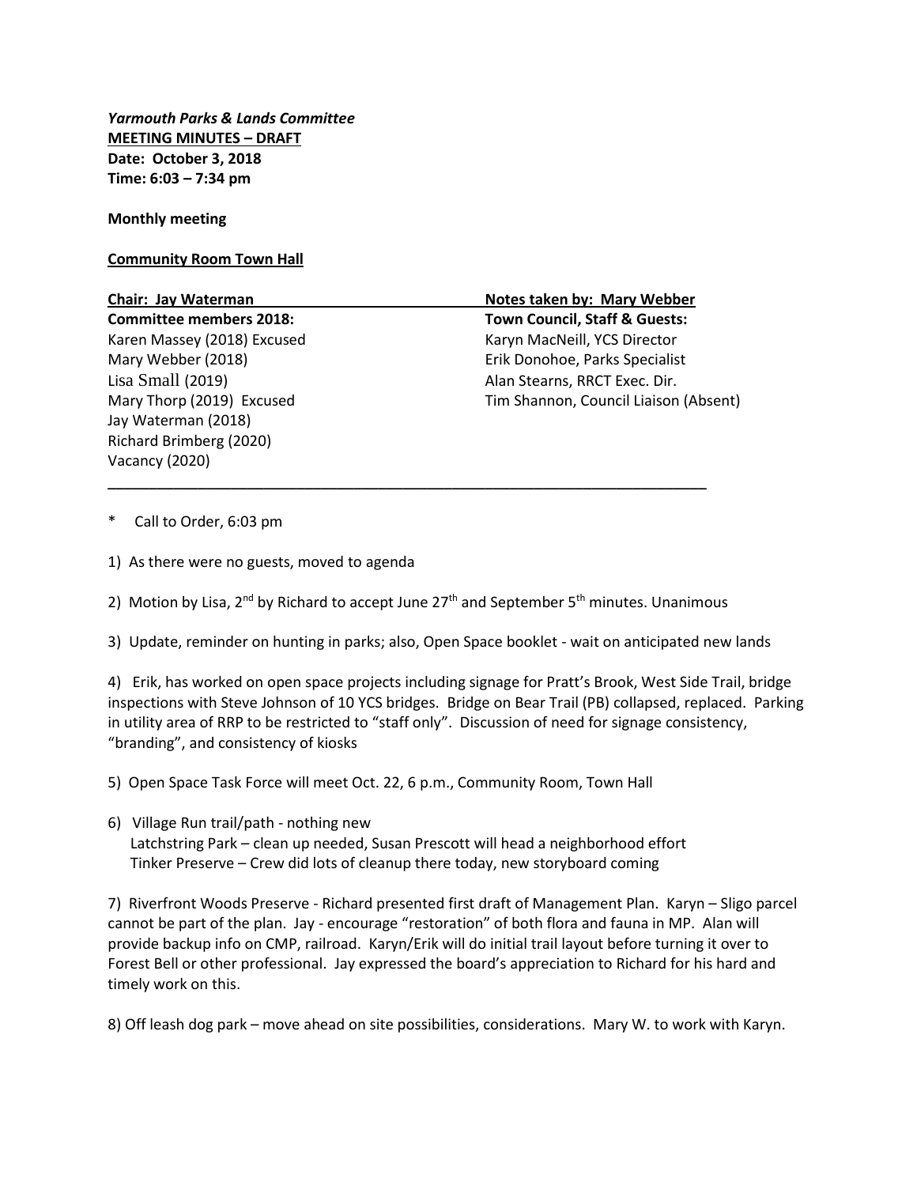***Yarmouth Parks & Lands Committee***
**MEETING MINUTES – DRAFT**
**Date: October 3, 2018**
**Time: 6:03 – 7:34 pm**

**Monthly meeting**

**Community Room Town Hall**

**Chair: Jay Waterman**
**Committee members 2018:**
Karen Massey (2018) Excused
Mary Webber (2018)
Lisa Small (2019)
Mary Thorp (2019) Excused
Jay Waterman (2018)
Richard Brimberg (2020)
Vacancy (2020)

**Notes taken by: Mary Webber**
**Town Council, Staff & Guests:**
Karyn MacNeill, YCS Director
Erik Donohoe, Parks Specialist
Alan Stearns, RRCT Exec. Dir.
Tim Shannon, Council Liaison (Absent)

---

\* Call to Order, 6:03 pm

1) As there were no guests, moved to agenda

2) Motion by Lisa, 2nd by Richard to accept June 27th and September 5th minutes. Unanimous

3) Update, reminder on hunting in parks; also, Open Space booklet - wait on anticipated new lands

4) Erik, has worked on open space projects including signage for Pratt's Brook, West Side Trail, bridge inspections with Steve Johnson of 10 YCS bridges. Bridge on Bear Trail (PB) collapsed, replaced. Parking in utility area of RRP to be restricted to "staff only". Discussion of need for signage consistency, "branding", and consistency of kiosks

5) Open Space Task Force will meet Oct. 22, 6 p.m., Community Room, Town Hall

6) Village Run trail/path - nothing new
Latchstring Park – clean up needed, Susan Prescott will head a neighborhood effort
Tinker Preserve – Crew did lots of cleanup there today, new storyboard coming

7) Riverfront Woods Preserve - Richard presented first draft of Management Plan. Karyn – Sligo parcel cannot be part of the plan. Jay - encourage "restoration" of both flora and fauna in MP. Alan will provide backup info on CMP, railroad. Karyn/Erik will do initial trail layout before turning it over to Forest Bell or other professional. Jay expressed the board's appreciation to Richard for his hard and timely work on this.

8) Off leash dog park – move ahead on site possibilities, considerations. Mary W. to work with Karyn.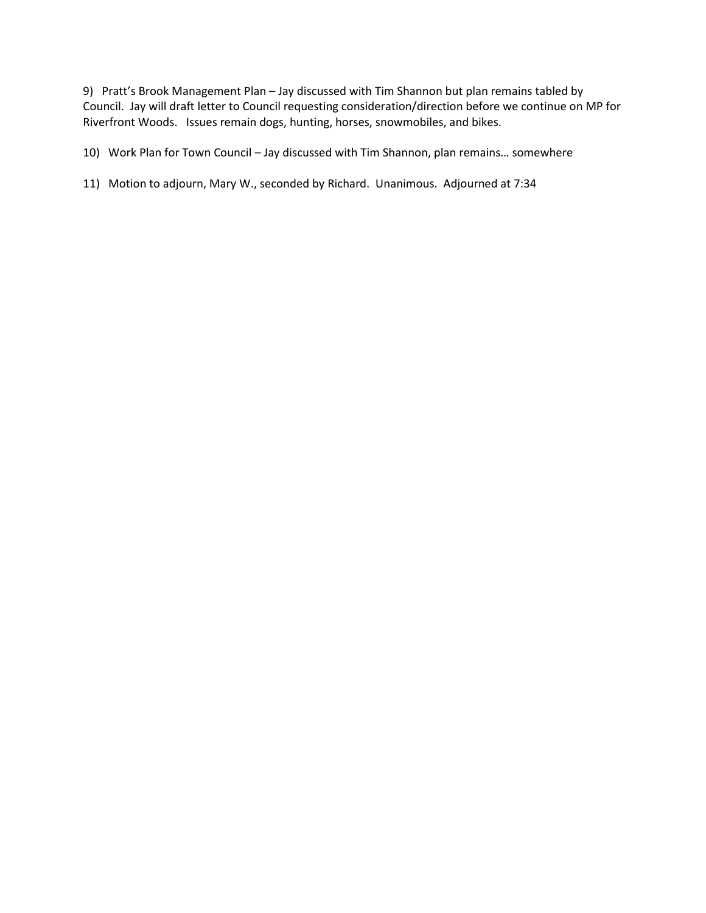9) Pratt's Brook Management Plan – Jay discussed with Tim Shannon but plan remains tabled by Council. Jay will draft letter to Council requesting consideration/direction before we continue on MP for Riverfront Woods. Issues remain dogs, hunting, horses, snowmobiles, and bikes.

10) Work Plan for Town Council – Jay discussed with Tim Shannon, plan remains… somewhere

11) Motion to adjourn, Mary W., seconded by Richard. Unanimous. Adjourned at 7:34